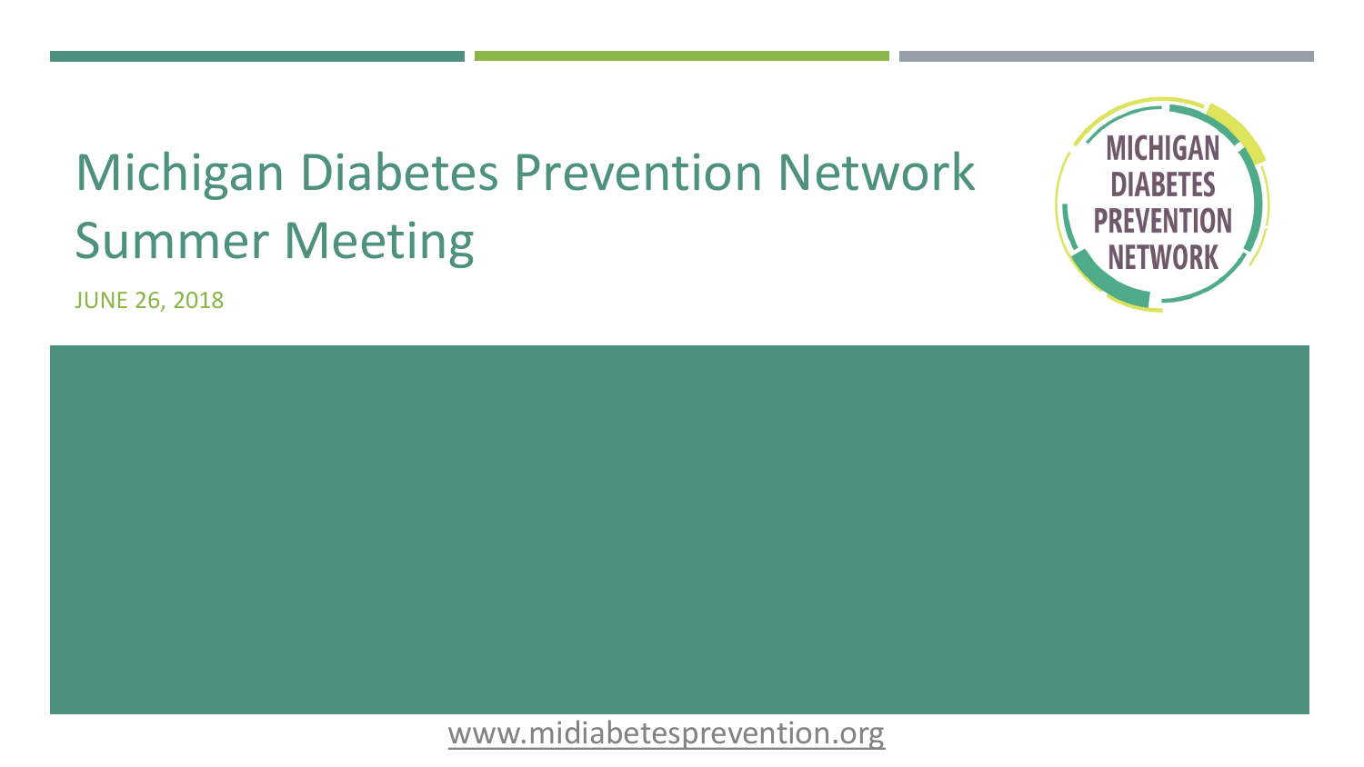# Michigan Diabetes Prevention Network Summer Meeting

JUNE 26, 2018

MICHIGAN DIABETES PREVENTION NETWORK

www.midiabetesprevention.org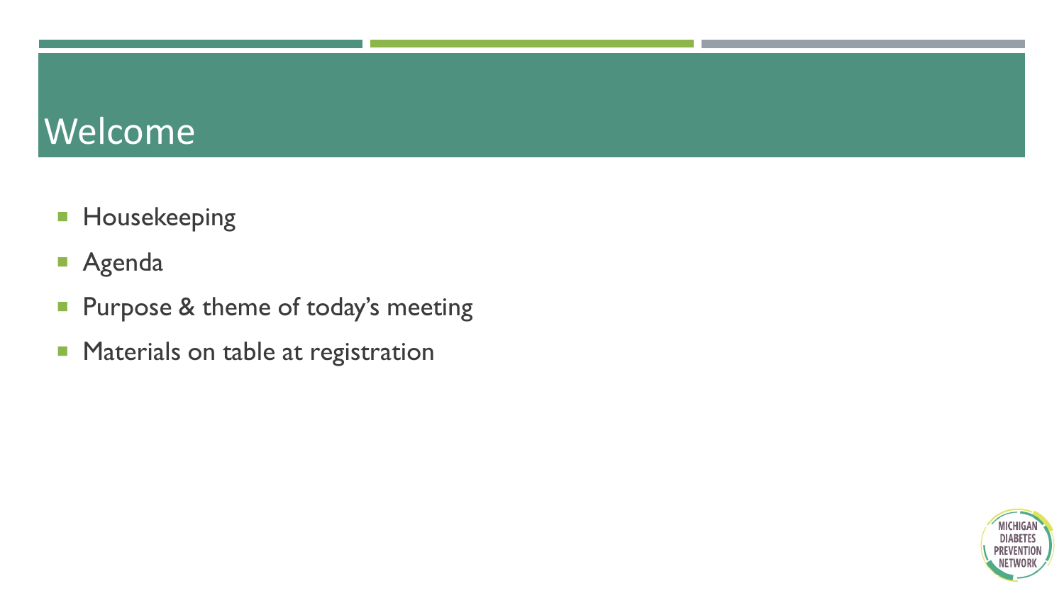# Welcome

- Housekeeping
- Agenda
- Purpose & theme of today's meeting
- Materials on table at registration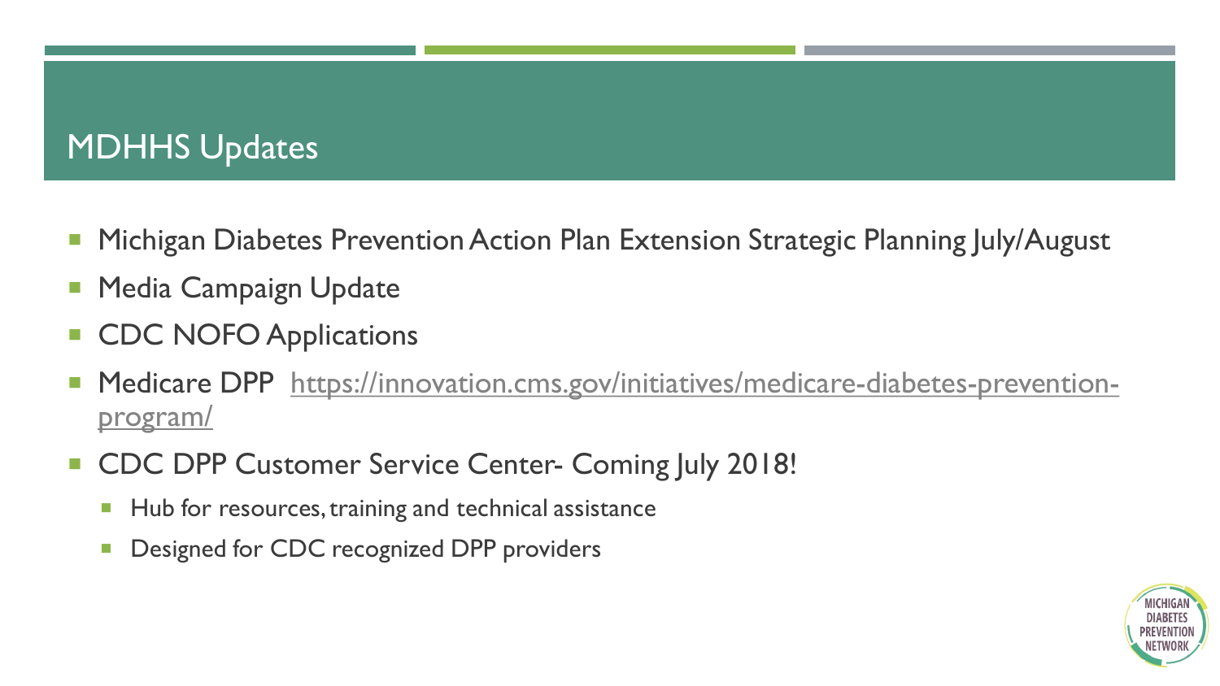# MDHHS Updates

- Michigan Diabetes Prevention Action Plan Extension Strategic Planning July/August
- Media Campaign Update
- CDC NOFO Applications
- Medicare DPP https://innovation.cms.gov/initiatives/medicare-diabetes-prevention-program/
- CDC DPP Customer Service Center- Coming July 2018!
  - Hub for resources, training and technical assistance
  - Designed for CDC recognized DPP providers

MICHIGAN DIABETES PREVENTION NETWORK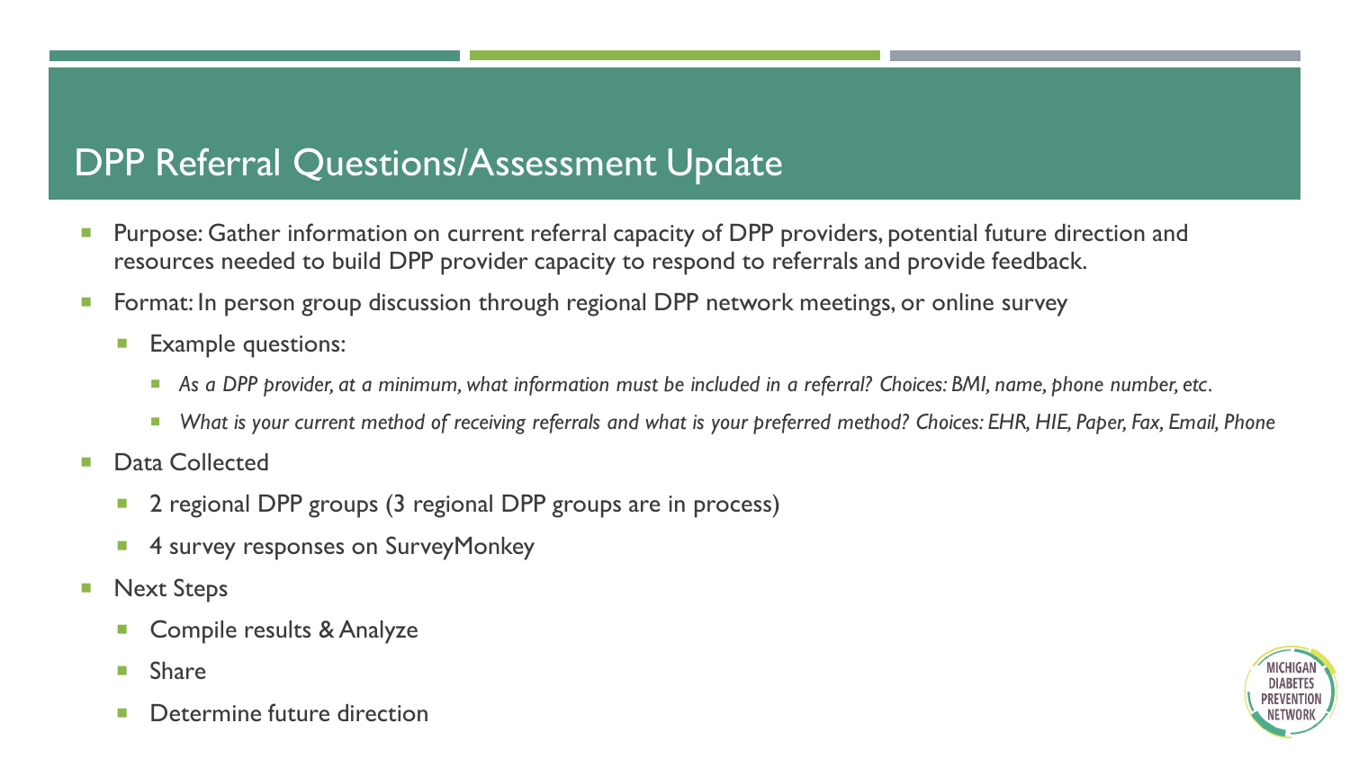# DPP Referral Questions/Assessment Update

- Purpose: Gather information on current referral capacity of DPP providers, potential future direction and resources needed to build DPP provider capacity to respond to referrals and provide feedback.
- Format: In person group discussion through regional DPP network meetings, or online survey
  - Example questions:
    - *As a DPP provider, at a minimum, what information must be included in a referral? Choices: BMI, name, phone number, etc.*
    - *What is your current method of receiving referrals and what is your preferred method? Choices: EHR, HIE, Paper, Fax, Email, Phone*
- Data Collected
  - 2 regional DPP groups (3 regional DPP groups are in process)
  - 4 survey responses on SurveyMonkey
- Next Steps
  - Compile results & Analyze
  - Share
  - Determine future direction

MICHIGAN DIABETES PREVENTION NETWORK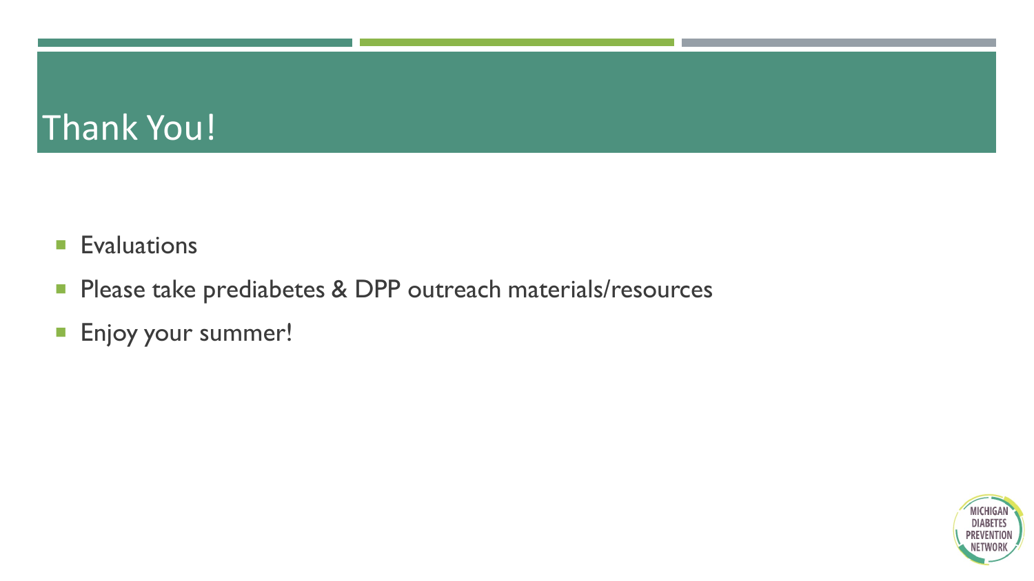# Thank You!

- Evaluations
- Please take prediabetes & DPP outreach materials/resources
- Enjoy your summer!

MICHIGAN DIABETES PREVENTION NETWORK